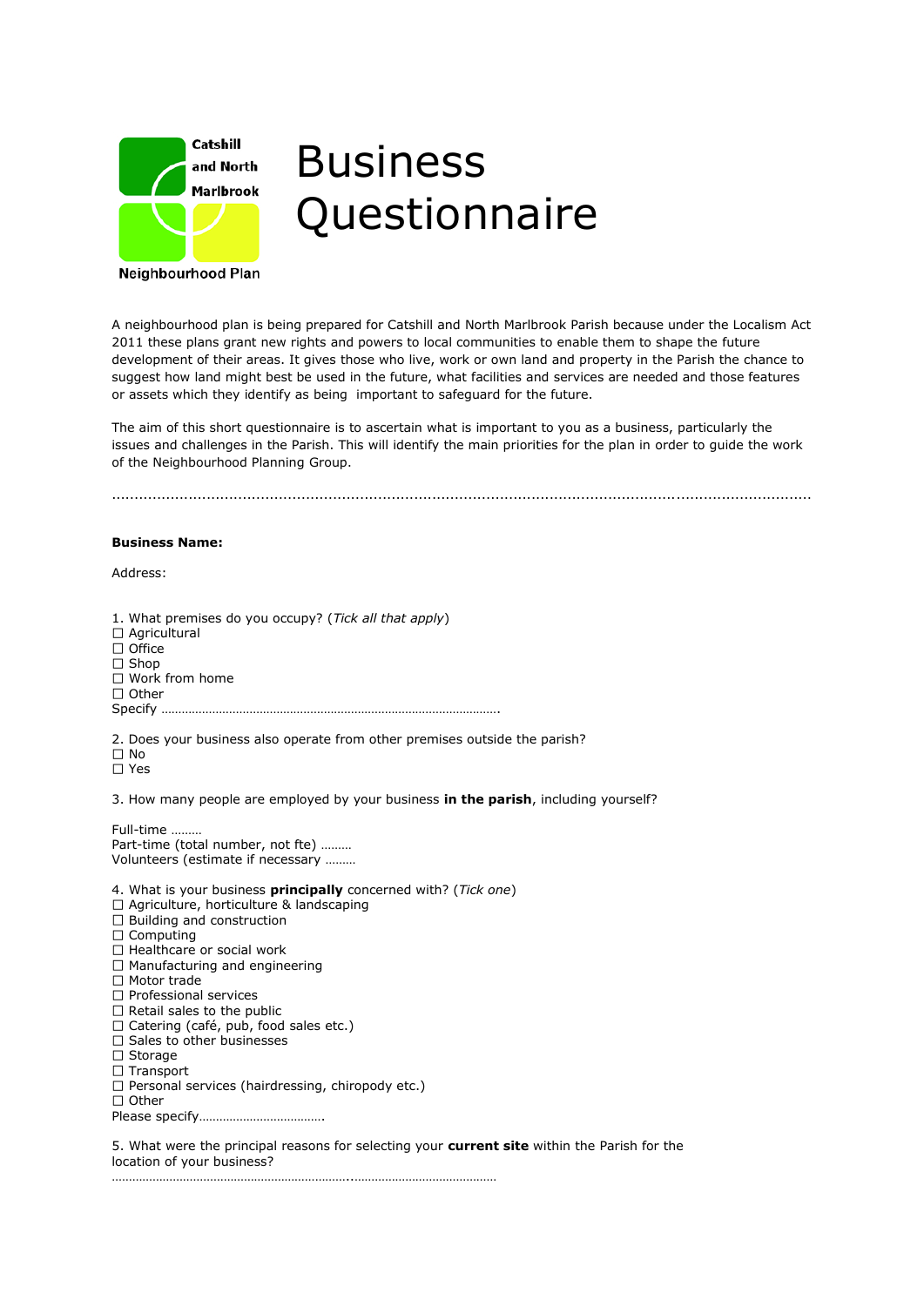Catshill and North Marlbrook

Neighbourhood Plan

# Business Questionnaire

A neighbourhood plan is being prepared for Catshill and North Marlbrook Parish because under the Localism Act 2011 these plans grant new rights and powers to local communities to enable them to shape the future development of their areas. It gives those who live, work or own land and property in the Parish the chance to suggest how land might best be used in the future, what facilities and services are needed and those features or assets which they identify as being important to safeguard for the future.

The aim of this short questionnaire is to ascertain what is important to you as a business, particularly the issues and challenges in the Parish. This will identify the main priorities for the plan in order to guide the work of the Neighbourhood Planning Group.

..........................................................................................................................................................

**Business Name:**

Address:

1. What premises do you occupy? (*Tick all that apply*)
☐ Agricultural
☐ Office
☐ Shop
☐ Work from home
☐ Other
Specify ……………………………………………………………………………………….

2. Does your business also operate from other premises outside the parish?
☐ No
☐ Yes

3. How many people are employed by your business **in the parish**, including yourself?

Full-time ………
Part-time (total number, not fte) ………
Volunteers (estimate if necessary ………

4. What is your business **principally** concerned with? (*Tick one*)
☐ Agriculture, horticulture & landscaping
☐ Building and construction
☐ Computing
☐ Healthcare or social work
☐ Manufacturing and engineering
☐ Motor trade
☐ Professional services
☐ Retail sales to the public
☐ Catering (café, pub, food sales etc.)
☐ Sales to other businesses
☐ Storage
☐ Transport
☐ Personal services (hairdressing, chiropody etc.)
☐ Other
Please specify……………………………….

5. What were the principal reasons for selecting your **current site** within the Parish for the location of your business?
…………………………………………………………..……………………………………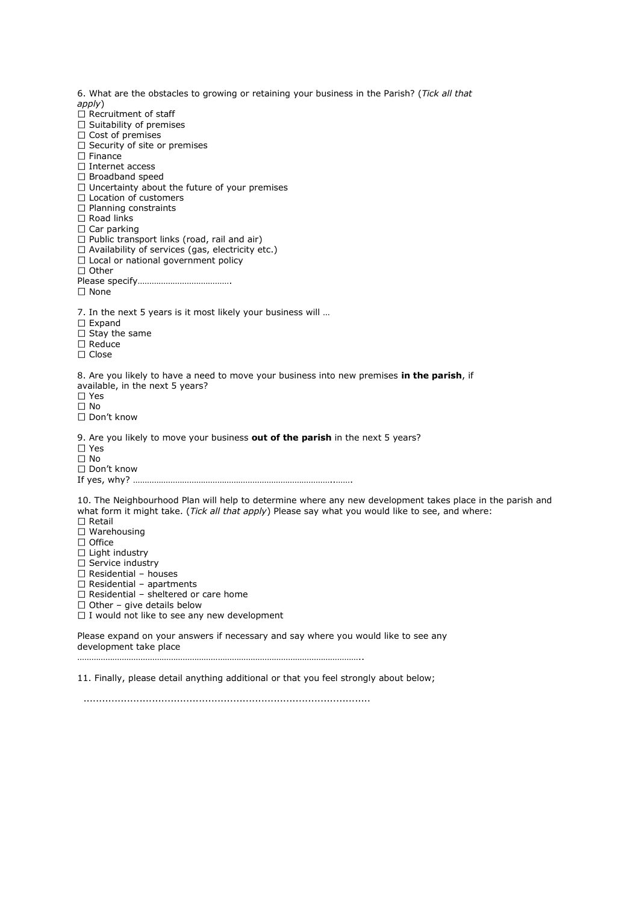6. What are the obstacles to growing or retaining your business in the Parish? (*Tick all that apply*)

☐ Recruitment of staff
☐ Suitability of premises
☐ Cost of premises
☐ Security of site or premises
☐ Finance
☐ Internet access
☐ Broadband speed
☐ Uncertainty about the future of your premises
☐ Location of customers
☐ Planning constraints
☐ Road links
☐ Car parking
☐ Public transport links (road, rail and air)
☐ Availability of services (gas, electricity etc.)
☐ Local or national government policy
☐ Other
Please specify…………………………………….
☐ None

7. In the next 5 years is it most likely your business will …

☐ Expand
☐ Stay the same
☐ Reduce
☐ Close

8. Are you likely to have a need to move your business into new premises **in the parish**, if available, in the next 5 years?

☐ Yes
☐ No
☐ Don't know

9. Are you likely to move your business **out of the parish** in the next 5 years?

☐ Yes
☐ No
☐ Don't know
If yes, why? ………………………………………………………………………..…….

10. The Neighbourhood Plan will help to determine where any new development takes place in the parish and what form it might take. (*Tick all that apply*) Please say what you would like to see, and where:

☐ Retail
☐ Warehousing
☐ Office
☐ Light industry
☐ Service industry
☐ Residential – houses
☐ Residential – apartments
☐ Residential – sheltered or care home
☐ Other – give details below
☐ I would not like to see any new development

Please expand on your answers if necessary and say where you would like to see any development take place
…………………………………………………………………………………………………..

11. Finally, please detail anything additional or that you feel strongly about below;

............................................................................................